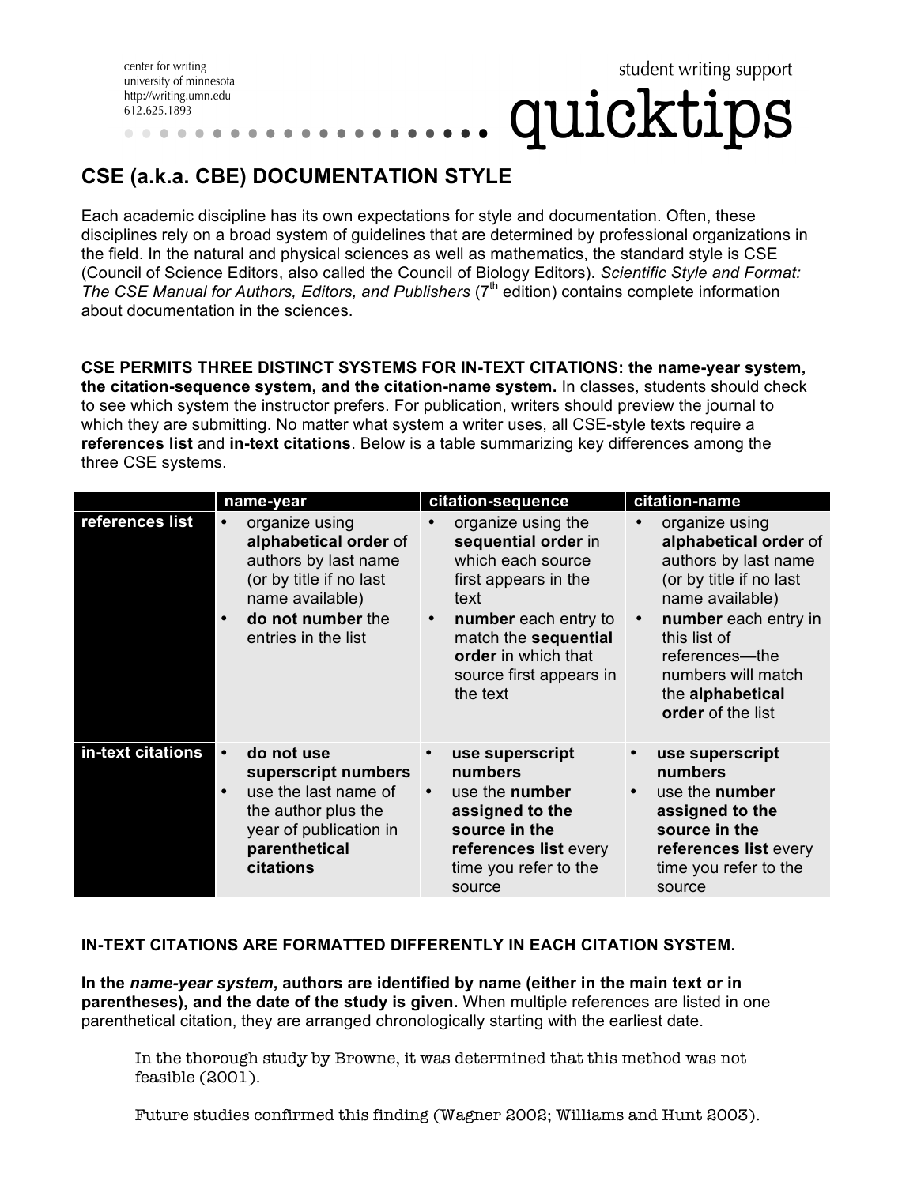center for writing
university of minnesota
http://writing.umn.edu
612.625.1893

student writing support

# quicktips

## CSE (a.k.a. CBE) DOCUMENTATION STYLE

Each academic discipline has its own expectations for style and documentation. Often, these disciplines rely on a broad system of guidelines that are determined by professional organizations in the field. In the natural and physical sciences as well as mathematics, the standard style is CSE (Council of Science Editors, also called the Council of Biology Editors). *Scientific Style and Format: The CSE Manual for Authors, Editors, and Publishers* (7th edition) contains complete information about documentation in the sciences.

**CSE PERMITS THREE DISTINCT SYSTEMS FOR IN-TEXT CITATIONS: the name-year system, the citation-sequence system, and the citation-name system.** In classes, students should check to see which system the instructor prefers. For publication, writers should preview the journal to which they are submitting. No matter what system a writer uses, all CSE-style texts require a **references list** and **in-text citations**. Below is a table summarizing key differences among the three CSE systems.

| | name-year | citation-sequence | citation-name |
|---|---|---|---|
| **references list** | • organize using **alphabetical order** of authors by last name (or by title if no last name available)<br>• **do not number** the entries in the list | • organize using the **sequential order** in which each source first appears in the text<br>• **number** each entry to match the **sequential order** in which that source first appears in the text | • organize using **alphabetical order** of authors by last name (or by title if no last name available)<br>• **number** each entry in this list of references—the numbers will match the **alphabetical order** of the list |
| **in-text citations** | • **do not use superscript numbers**<br>• use the last name of the author plus the year of publication in **parenthetical citations** | • **use superscript numbers**<br>• use the **number assigned to the source in the references list** every time you refer to the source | • **use superscript numbers**<br>• use the **number assigned to the source in the references list** every time you refer to the source |

**IN-TEXT CITATIONS ARE FORMATTED DIFFERENTLY IN EACH CITATION SYSTEM.**

**In the *name-year system*, authors are identified by name (either in the main text or in parentheses), and the date of the study is given.** When multiple references are listed in one parenthetical citation, they are arranged chronologically starting with the earliest date.

> In the thorough study by Browne, it was determined that this method was not feasible (2001).
>
> Future studies confirmed this finding (Wagner 2002; Williams and Hunt 2003).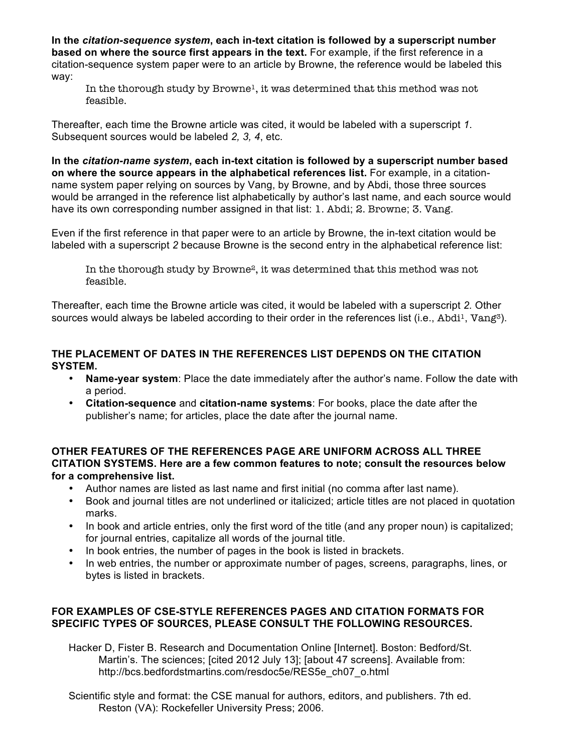**In the *citation-sequence system*, each in-text citation is followed by a superscript number based on where the source first appears in the text.** For example, if the first reference in a citation-sequence system paper were to an article by Browne, the reference would be labeled this way:

> In the thorough study by Browne[1], it was determined that this method was not feasible.

Thereafter, each time the Browne article was cited, it would be labeled with a superscript *1*. Subsequent sources would be labeled *2, 3, 4*, etc.

**In the *citation-name system*, each in-text citation is followed by a superscript number based on where the source appears in the alphabetical references list.** For example, in a citation-name system paper relying on sources by Vang, by Browne, and by Abdi, those three sources would be arranged in the reference list alphabetically by author's last name, and each source would have its own corresponding number assigned in that list: 1. Abdi; 2. Browne; 3. Vang.

Even if the first reference in that paper were to an article by Browne, the in-text citation would be labeled with a superscript *2* because Browne is the second entry in the alphabetical reference list:

> In the thorough study by Browne[2], it was determined that this method was not feasible.

Thereafter, each time the Browne article was cited, it would be labeled with a superscript *2.* Other sources would always be labeled according to their order in the references list (i.e., Abdi[1], Vang[3]).

**THE PLACEMENT OF DATES IN THE REFERENCES LIST DEPENDS ON THE CITATION SYSTEM.**

- **Name-year system**: Place the date immediately after the author's name. Follow the date with a period.
- **Citation-sequence** and **citation-name systems**: For books, place the date after the publisher's name; for articles, place the date after the journal name.

**OTHER FEATURES OF THE REFERENCES PAGE ARE UNIFORM ACROSS ALL THREE CITATION SYSTEMS. Here are a few common features to note; consult the resources below for a comprehensive list.**

- Author names are listed as last name and first initial (no comma after last name).
- Book and journal titles are not underlined or italicized; article titles are not placed in quotation marks.
- In book and article entries, only the first word of the title (and any proper noun) is capitalized; for journal entries, capitalize all words of the journal title.
- In book entries, the number of pages in the book is listed in brackets.
- In web entries, the number or approximate number of pages, screens, paragraphs, lines, or bytes is listed in brackets.

**FOR EXAMPLES OF CSE-STYLE REFERENCES PAGES AND CITATION FORMATS FOR SPECIFIC TYPES OF SOURCES, PLEASE CONSULT THE FOLLOWING RESOURCES.**

Hacker D, Fister B. Research and Documentation Online [Internet]. Boston: Bedford/St. Martin's. The sciences; [cited 2012 July 13]; [about 47 screens]. Available from: http://bcs.bedfordstmartins.com/resdoc5e/RES5e_ch07_o.html

Scientific style and format: the CSE manual for authors, editors, and publishers. 7th ed. Reston (VA): Rockefeller University Press; 2006.